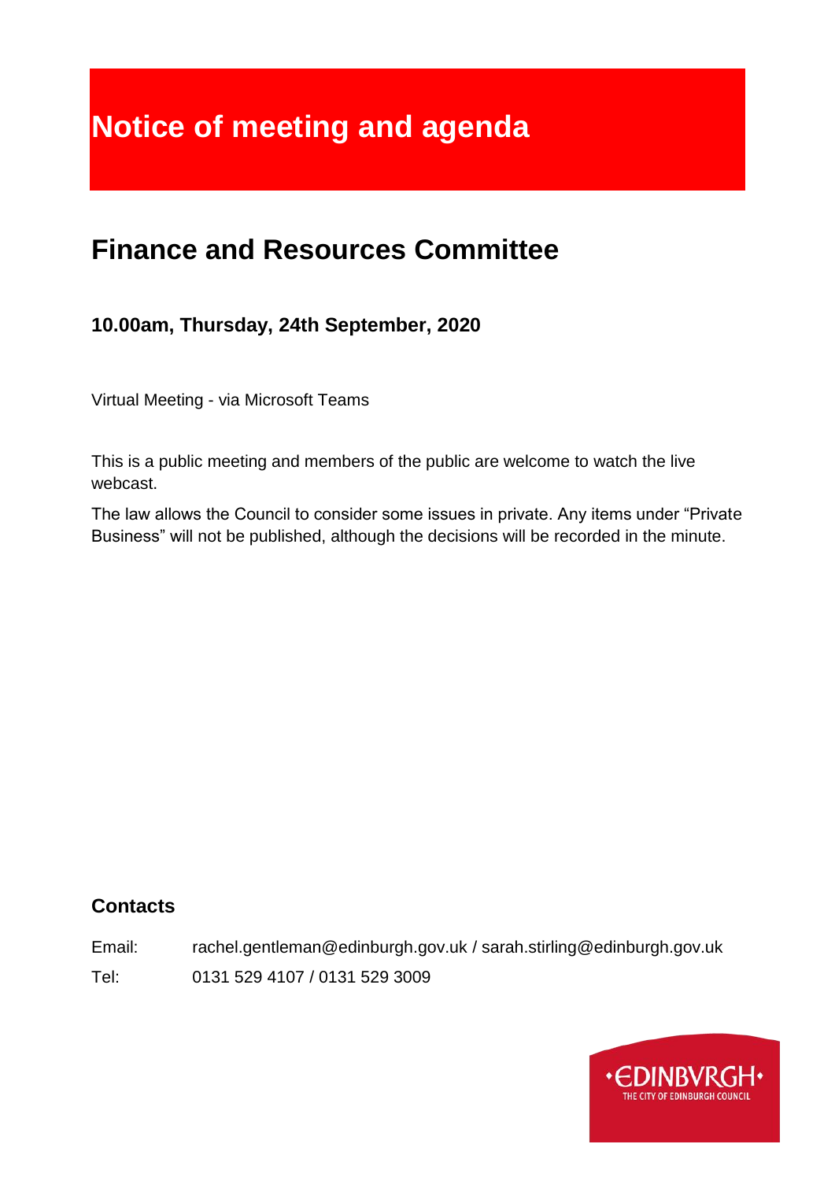# Notice of meeting and agenda

## Finance and Resources Committee

### 10.00am, Thursday, 24th September, 2020

Virtual Meeting - via Microsoft Teams

This is a public meeting and members of the public are welcome to watch the live webcast.

The law allows the Council to consider some issues in private. Any items under "Private Business" will not be published, although the decisions will be recorded in the minute.

### Contacts

Email: rachel.gentleman@edinburgh.gov.uk / sarah.stirling@edinburgh.gov.uk

Tel: 0131 529 4107 / 0131 529 3009

•EDINBVRGH•
THE CITY OF EDINBURGH COUNCIL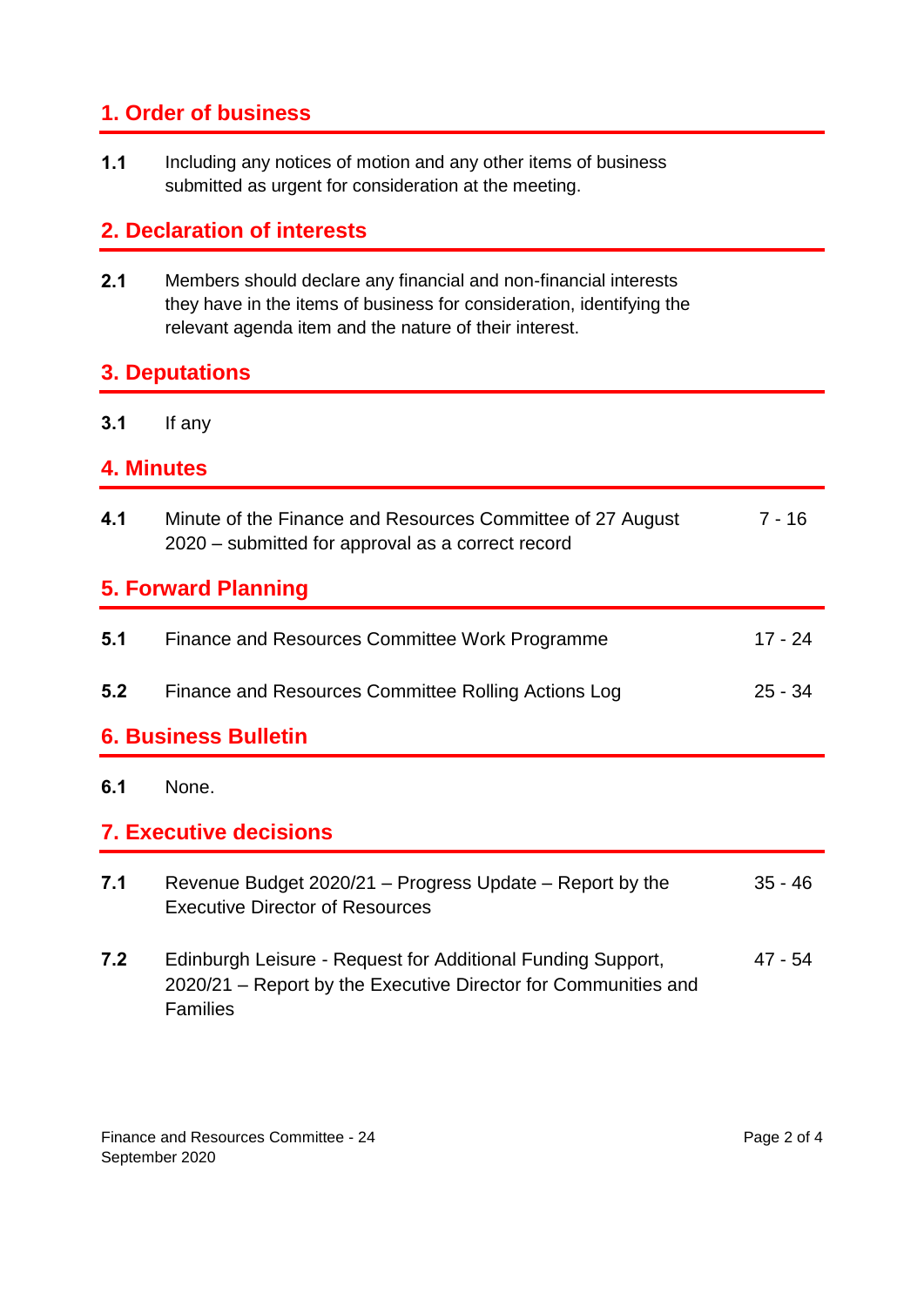## 1. Order of business

**1.1** Including any notices of motion and any other items of business submitted as urgent for consideration at the meeting.

## 2. Declaration of interests

**2.1** Members should declare any financial and non-financial interests they have in the items of business for consideration, identifying the relevant agenda item and the nature of their interest.

## 3. Deputations

**3.1** If any

## 4. Minutes

| | | |
|---|---|---|
| **4.1** | Minute of the Finance and Resources Committee of 27 August 2020 – submitted for approval as a correct record | 7 - 16 |

## 5. Forward Planning

| | | |
|---|---|---|
| **5.1** | Finance and Resources Committee Work Programme | 17 - 24 |
| **5.2** | Finance and Resources Committee Rolling Actions Log | 25 - 34 |

## 6. Business Bulletin

**6.1** None.

## 7. Executive decisions

| | | |
|---|---|---|
| **7.1** | Revenue Budget 2020/21 – Progress Update – Report by the Executive Director of Resources | 35 - 46 |
| **7.2** | Edinburgh Leisure - Request for Additional Funding Support, 2020/21 – Report by the Executive Director for Communities and Families | 47 - 54 |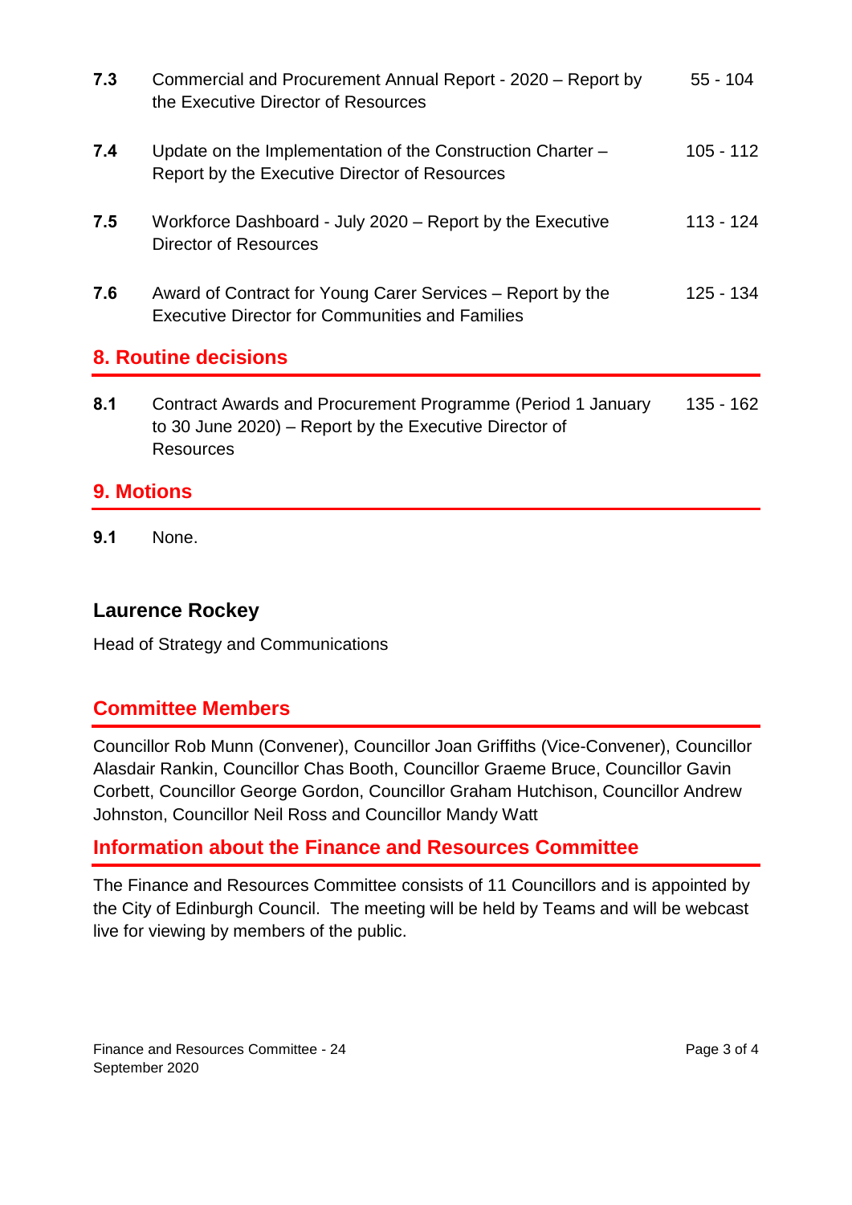| | | |
|---|---|---|
| **7.3** | Commercial and Procurement Annual Report - 2020 – Report by the Executive Director of Resources | 55 - 104 |
| **7.4** | Update on the Implementation of the Construction Charter – Report by the Executive Director of Resources | 105 - 112 |
| **7.5** | Workforce Dashboard - July 2020 – Report by the Executive Director of Resources | 113 - 124 |
| **7.6** | Award of Contract for Young Carer Services – Report by the Executive Director for Communities and Families | 125 - 134 |

## 8. Routine decisions

| | | |
|---|---|---|
| **8.1** | Contract Awards and Procurement Programme (Period 1 January to 30 June 2020) – Report by the Executive Director of Resources | 135 - 162 |

## 9. Motions

**9.1** None.

**Laurence Rockey**

Head of Strategy and Communications

## Committee Members

Councillor Rob Munn (Convener), Councillor Joan Griffiths (Vice-Convener), Councillor Alasdair Rankin, Councillor Chas Booth, Councillor Graeme Bruce, Councillor Gavin Corbett, Councillor George Gordon, Councillor Graham Hutchison, Councillor Andrew Johnston, Councillor Neil Ross and Councillor Mandy Watt

## Information about the Finance and Resources Committee

The Finance and Resources Committee consists of 11 Councillors and is appointed by the City of Edinburgh Council. The meeting will be held by Teams and will be webcast live for viewing by members of the public.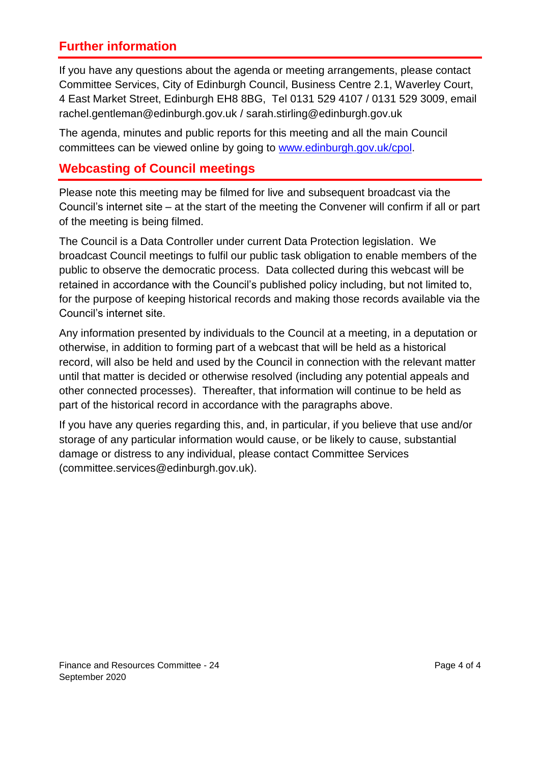## Further information

If you have any questions about the agenda or meeting arrangements, please contact Committee Services, City of Edinburgh Council, Business Centre 2.1, Waverley Court, 4 East Market Street, Edinburgh EH8 8BG, Tel 0131 529 4107 / 0131 529 3009, email rachel.gentleman@edinburgh.gov.uk / sarah.stirling@edinburgh.gov.uk

The agenda, minutes and public reports for this meeting and all the main Council committees can be viewed online by going to [www.edinburgh.gov.uk/cpol](http://www.edinburgh.gov.uk/cpol).

## Webcasting of Council meetings

Please note this meeting may be filmed for live and subsequent broadcast via the Council's internet site – at the start of the meeting the Convener will confirm if all or part of the meeting is being filmed.

The Council is a Data Controller under current Data Protection legislation. We broadcast Council meetings to fulfil our public task obligation to enable members of the public to observe the democratic process. Data collected during this webcast will be retained in accordance with the Council's published policy including, but not limited to, for the purpose of keeping historical records and making those records available via the Council's internet site.

Any information presented by individuals to the Council at a meeting, in a deputation or otherwise, in addition to forming part of a webcast that will be held as a historical record, will also be held and used by the Council in connection with the relevant matter until that matter is decided or otherwise resolved (including any potential appeals and other connected processes). Thereafter, that information will continue to be held as part of the historical record in accordance with the paragraphs above.

If you have any queries regarding this, and, in particular, if you believe that use and/or storage of any particular information would cause, or be likely to cause, substantial damage or distress to any individual, please contact Committee Services (committee.services@edinburgh.gov.uk).